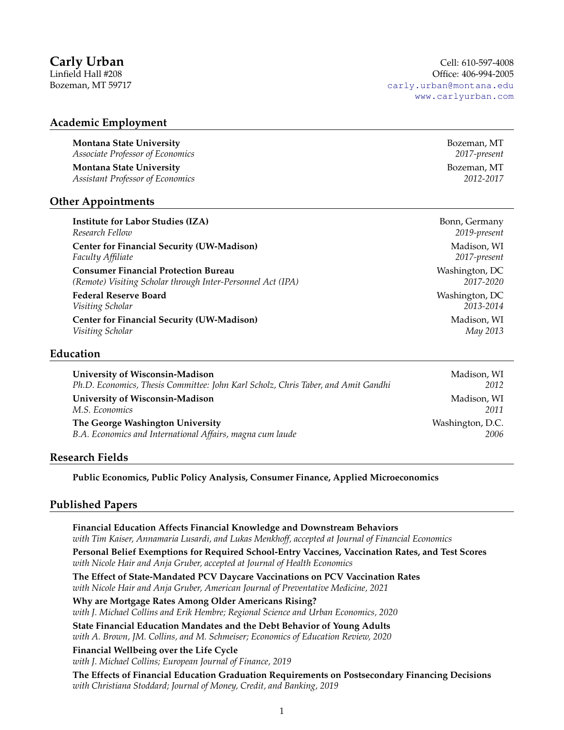# Carly Urban

Linfield Hall #208
Bozeman, MT 59717

Cell: 610-597-4008
Office: 406-994-2005
carly.urban@montana.edu
www.carlyurban.com

## Academic Employment

**Montana State University** — Bozeman, MT
*Associate Professor of Economics* — *2017-present*

**Montana State University** — Bozeman, MT
*Assistant Professor of Economics* — *2012-2017*

## Other Appointments

**Institute for Labor Studies (IZA)** — Bonn, Germany
*Research Fellow* — *2019-present*

**Center for Financial Security (UW-Madison)** — Madison, WI
*Faculty Affiliate* — *2017-present*

**Consumer Financial Protection Bureau** — Washington, DC
*(Remote) Visiting Scholar through Inter-Personnel Act (IPA)* — *2017-2020*

**Federal Reserve Board** — Washington, DC
*Visiting Scholar* — *2013-2014*

**Center for Financial Security (UW-Madison)** — Madison, WI
*Visiting Scholar* — *May 2013*

## Education

**University of Wisconsin-Madison** — Madison, WI
*Ph.D. Economics, Thesis Committee: John Karl Scholz, Chris Taber, and Amit Gandhi* — *2012*

**University of Wisconsin-Madison** — Madison, WI
*M.S. Economics* — *2011*

**The George Washington University** — Washington, D.C.
*B.A. Economics and International Affairs, magna cum laude* — *2006*

## Research Fields

**Public Economics, Public Policy Analysis, Consumer Finance, Applied Microeconomics**

## Published Papers

**Financial Education Affects Financial Knowledge and Downstream Behaviors**
*with Tim Kaiser, Annamaria Lusardi, and Lukas Menkhoff, accepted at Journal of Financial Economics*

**Personal Belief Exemptions for Required School-Entry Vaccines, Vaccination Rates, and Test Scores**
*with Nicole Hair and Anja Gruber, accepted at Journal of Health Economics*

**The Effect of State-Mandated PCV Daycare Vaccinations on PCV Vaccination Rates**
*with Nicole Hair and Anja Gruber, American Journal of Preventative Medicine, 2021*

**Why are Mortgage Rates Among Older Americans Rising?**
*with J. Michael Collins and Erik Hembre; Regional Science and Urban Economics, 2020*

**State Financial Education Mandates and the Debt Behavior of Young Adults**
*with A. Brown, JM. Collins, and M. Schmeiser; Economics of Education Review, 2020*

**Financial Wellbeing over the Life Cycle**
*with J. Michael Collins; European Journal of Finance, 2019*

**The Effects of Financial Education Graduation Requirements on Postsecondary Financing Decisions**
*with Christiana Stoddard; Journal of Money, Credit, and Banking, 2019*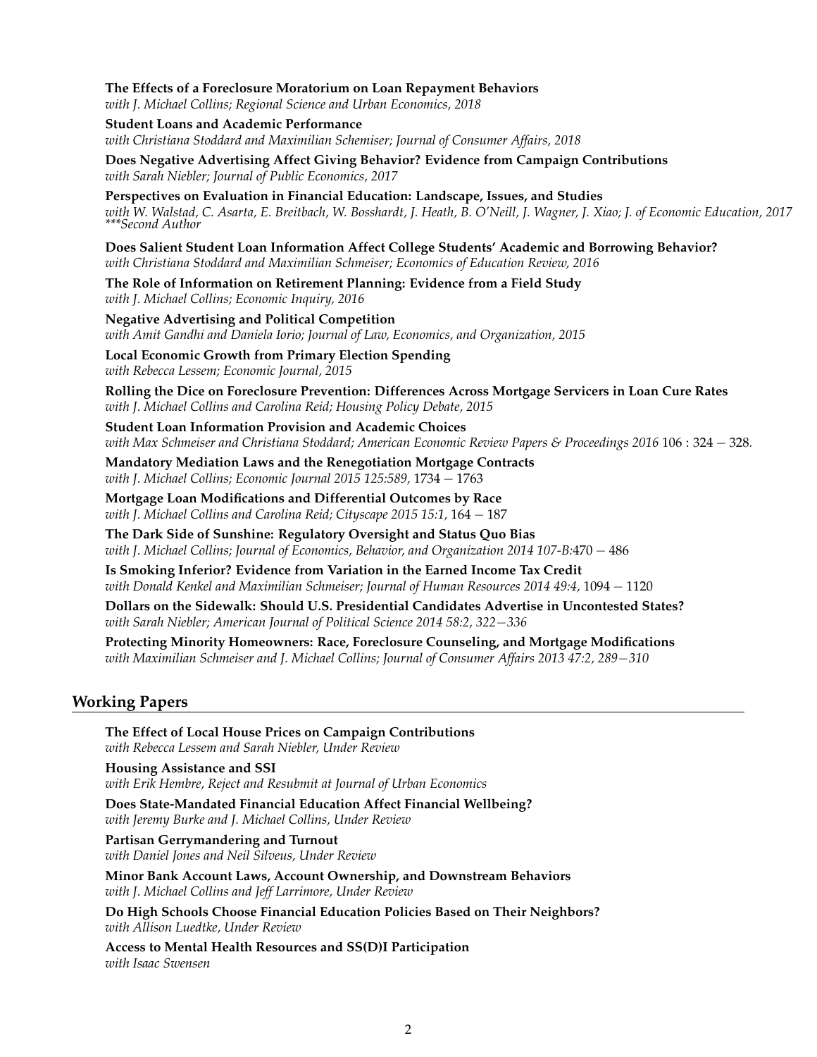**The Effects of a Foreclosure Moratorium on Loan Repayment Behaviors**
*with J. Michael Collins; Regional Science and Urban Economics, 2018*

**Student Loans and Academic Performance**
*with Christiana Stoddard and Maximilian Schemiser; Journal of Consumer Affairs, 2018*

**Does Negative Advertising Affect Giving Behavior? Evidence from Campaign Contributions**
*with Sarah Niebler; Journal of Public Economics, 2017*

**Perspectives on Evaluation in Financial Education: Landscape, Issues, and Studies**
*with W. Walstad, C. Asarta, E. Breitbach, W. Bosshardt, J. Heath, B. O'Neill, J. Wagner, J. Xiao; J. of Economic Education, 2017*
****Second Author*

**Does Salient Student Loan Information Affect College Students' Academic and Borrowing Behavior?**
*with Christiana Stoddard and Maximilian Schmeiser; Economics of Education Review, 2016*

**The Role of Information on Retirement Planning: Evidence from a Field Study**
*with J. Michael Collins; Economic Inquiry, 2016*

**Negative Advertising and Political Competition**
*with Amit Gandhi and Daniela Iorio; Journal of Law, Economics, and Organization, 2015*

**Local Economic Growth from Primary Election Spending**
*with Rebecca Lessem; Economic Journal, 2015*

**Rolling the Dice on Foreclosure Prevention: Differences Across Mortgage Servicers in Loan Cure Rates**
*with J. Michael Collins and Carolina Reid; Housing Policy Debate, 2015*

**Student Loan Information Provision and Academic Choices**
*with Max Schmeiser and Christiana Stoddard; American Economic Review Papers & Proceedings 2016* 106 : 324 − 328.

**Mandatory Mediation Laws and the Renegotiation Mortgage Contracts**
*with J. Michael Collins; Economic Journal 2015 125:589,* 1734 − 1763

**Mortgage Loan Modifications and Differential Outcomes by Race**
*with J. Michael Collins and Carolina Reid; Cityscape 2015 15:1,* 164 − 187

**The Dark Side of Sunshine: Regulatory Oversight and Status Quo Bias**
*with J. Michael Collins; Journal of Economics, Behavior, and Organization 2014 107-B:*470 − 486

**Is Smoking Inferior? Evidence from Variation in the Earned Income Tax Credit**
*with Donald Kenkel and Maximilian Schmeiser; Journal of Human Resources 2014 49:4,* 1094 − 1120

**Dollars on the Sidewalk: Should U.S. Presidential Candidates Advertise in Uncontested States?**
*with Sarah Niebler; American Journal of Political Science 2014 58:2, 322−336*

**Protecting Minority Homeowners: Race, Foreclosure Counseling, and Mortgage Modifications**
*with Maximilian Schmeiser and J. Michael Collins; Journal of Consumer Affairs 2013 47:2, 289−310*

## Working Papers

**The Effect of Local House Prices on Campaign Contributions**
*with Rebecca Lessem and Sarah Niebler, Under Review*

**Housing Assistance and SSI**
*with Erik Hembre, Reject and Resubmit at Journal of Urban Economics*

**Does State-Mandated Financial Education Affect Financial Wellbeing?**
*with Jeremy Burke and J. Michael Collins, Under Review*

**Partisan Gerrymandering and Turnout**
*with Daniel Jones and Neil Silveus, Under Review*

**Minor Bank Account Laws, Account Ownership, and Downstream Behaviors**
*with J. Michael Collins and Jeff Larrimore, Under Review*

**Do High Schools Choose Financial Education Policies Based on Their Neighbors?**
*with Allison Luedtke, Under Review*

**Access to Mental Health Resources and SS(D)I Participation**
*with Isaac Swensen*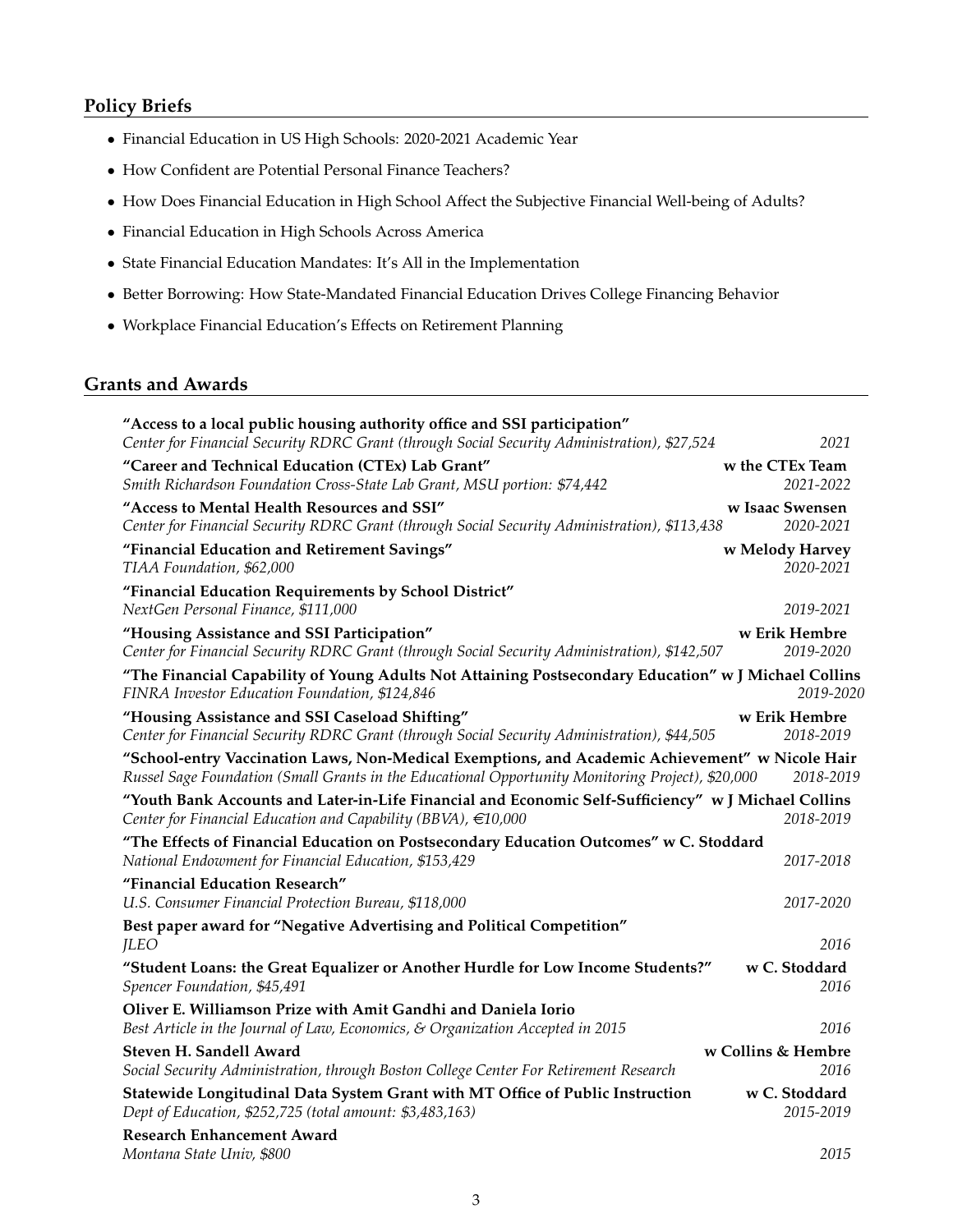## Policy Briefs

- Financial Education in US High Schools: 2020-2021 Academic Year
- How Confident are Potential Personal Finance Teachers?
- How Does Financial Education in High School Affect the Subjective Financial Well-being of Adults?
- Financial Education in High Schools Across America
- State Financial Education Mandates: It's All in the Implementation
- Better Borrowing: How State-Mandated Financial Education Drives College Financing Behavior
- Workplace Financial Education's Effects on Retirement Planning

## Grants and Awards

**"Access to a local public housing authority office and SSI participation"**
*Center for Financial Security RDRC Grant (through Social Security Administration), $27,524* — *2021*

**"Career and Technical Education (CTEx) Lab Grant"** — **w the CTEx Team**
*Smith Richardson Foundation Cross-State Lab Grant, MSU portion: $74,442* — *2021-2022*

**"Access to Mental Health Resources and SSI"** — **w Isaac Swensen**
*Center for Financial Security RDRC Grant (through Social Security Administration), $113,438* — *2020-2021*

**"Financial Education and Retirement Savings"** — **w Melody Harvey**
*TIAA Foundation, $62,000* — *2020-2021*

**"Financial Education Requirements by School District"**
*NextGen Personal Finance, $111,000* — *2019-2021*

**"Housing Assistance and SSI Participation"** — **w Erik Hembre**
*Center for Financial Security RDRC Grant (through Social Security Administration), $142,507* — *2019-2020*

**"The Financial Capability of Young Adults Not Attaining Postsecondary Education" w J Michael Collins**
*FINRA Investor Education Foundation, $124,846* — *2019-2020*

**"Housing Assistance and SSI Caseload Shifting"** — **w Erik Hembre**
*Center for Financial Security RDRC Grant (through Social Security Administration), $44,505* — *2018-2019*

**"School-entry Vaccination Laws, Non-Medical Exemptions, and Academic Achievement" w Nicole Hair**
*Russel Sage Foundation (Small Grants in the Educational Opportunity Monitoring Project), $20,000* — *2018-2019*

**"Youth Bank Accounts and Later-in-Life Financial and Economic Self-Sufficiency" w J Michael Collins**
*Center for Financial Education and Capability (BBVA), €10,000* — *2018-2019*

**"The Effects of Financial Education on Postsecondary Education Outcomes" w C. Stoddard**
*National Endowment for Financial Education, $153,429* — *2017-2018*

**"Financial Education Research"**
*U.S. Consumer Financial Protection Bureau, $118,000* — *2017-2020*

**Best paper award for "Negative Advertising and Political Competition"**
*JLEO* — *2016*

**"Student Loans: the Great Equalizer or Another Hurdle for Low Income Students?"** — **w C. Stoddard**
*Spencer Foundation, $45,491* — *2016*

**Oliver E. Williamson Prize with Amit Gandhi and Daniela Iorio**
*Best Article in the Journal of Law, Economics, & Organization Accepted in 2015* — *2016*

**Steven H. Sandell Award** — **w Collins & Hembre**
*Social Security Administration, through Boston College Center For Retirement Research* — *2016*

**Statewide Longitudinal Data System Grant with MT Office of Public Instruction** — **w C. Stoddard**
*Dept of Education, $252,725 (total amount: $3,483,163)* — *2015-2019*

**Research Enhancement Award**
*Montana State Univ, $800* — *2015*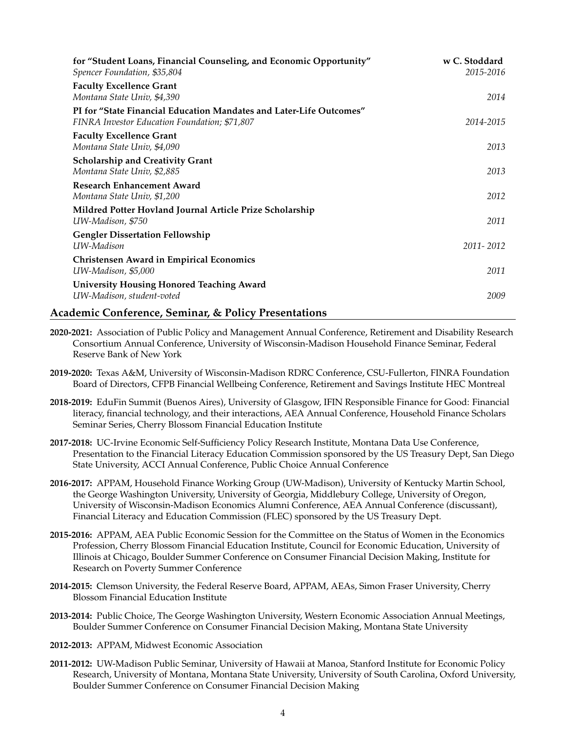**for "Student Loans, Financial Counseling, and Economic Opportunity"** — **w C. Stoddard**
*Spencer Foundation, $35,804* — *2015-2016*

**Faculty Excellence Grant**
*Montana State Univ, $4,390* — *2014*

**PI for "State Financial Education Mandates and Later-Life Outcomes"**
*FINRA Investor Education Foundation; $71,807* — *2014-2015*

**Faculty Excellence Grant**
*Montana State Univ, $4,090* — *2013*

**Scholarship and Creativity Grant**
*Montana State Univ, $2,885* — *2013*

**Research Enhancement Award**
*Montana State Univ, $1,200* — *2012*

**Mildred Potter Hovland Journal Article Prize Scholarship**
*UW-Madison, $750* — *2011*

**Gengler Dissertation Fellowship**
*UW-Madison* — *2011- 2012*

**Christensen Award in Empirical Economics**
*UW-Madison, $5,000* — *2011*

**University Housing Honored Teaching Award**
*UW-Madison, student-voted* — *2009*

## Academic Conference, Seminar, & Policy Presentations

**2020-2021:** Association of Public Policy and Management Annual Conference, Retirement and Disability Research Consortium Annual Conference, University of Wisconsin-Madison Household Finance Seminar, Federal Reserve Bank of New York

**2019-2020:** Texas A&M, University of Wisconsin-Madison RDRC Conference, CSU-Fullerton, FINRA Foundation Board of Directors, CFPB Financial Wellbeing Conference, Retirement and Savings Institute HEC Montreal

**2018-2019:** EduFin Summit (Buenos Aires), University of Glasgow, IFIN Responsible Finance for Good: Financial literacy, financial technology, and their interactions, AEA Annual Conference, Household Finance Scholars Seminar Series, Cherry Blossom Financial Education Institute

**2017-2018:** UC-Irvine Economic Self-Sufficiency Policy Research Institute, Montana Data Use Conference, Presentation to the Financial Literacy Education Commission sponsored by the US Treasury Dept, San Diego State University, ACCI Annual Conference, Public Choice Annual Conference

**2016-2017:** APPAM, Household Finance Working Group (UW-Madison), University of Kentucky Martin School, the George Washington University, University of Georgia, Middlebury College, University of Oregon, University of Wisconsin-Madison Economics Alumni Conference, AEA Annual Conference (discussant), Financial Literacy and Education Commission (FLEC) sponsored by the US Treasury Dept.

**2015-2016:** APPAM, AEA Public Economic Session for the Committee on the Status of Women in the Economics Profession, Cherry Blossom Financial Education Institute, Council for Economic Education, University of Illinois at Chicago, Boulder Summer Conference on Consumer Financial Decision Making, Institute for Research on Poverty Summer Conference

**2014-2015:** Clemson University, the Federal Reserve Board, APPAM, AEAs, Simon Fraser University, Cherry Blossom Financial Education Institute

**2013-2014:** Public Choice, The George Washington University, Western Economic Association Annual Meetings, Boulder Summer Conference on Consumer Financial Decision Making, Montana State University

**2012-2013:** APPAM, Midwest Economic Association

**2011-2012:** UW-Madison Public Seminar, University of Hawaii at Manoa, Stanford Institute for Economic Policy Research, University of Montana, Montana State University, University of South Carolina, Oxford University, Boulder Summer Conference on Consumer Financial Decision Making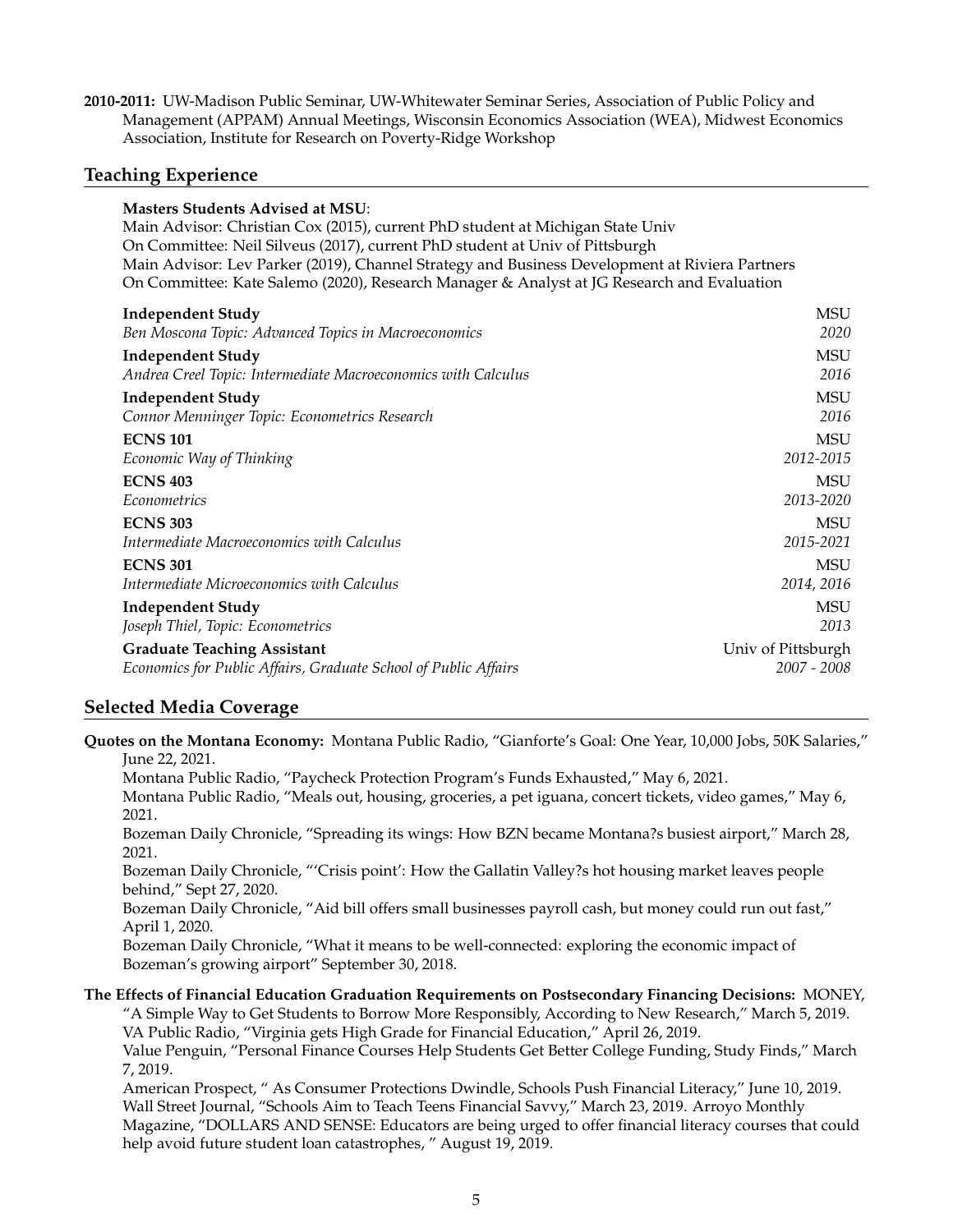**2010-2011:** UW-Madison Public Seminar, UW-Whitewater Seminar Series, Association of Public Policy and Management (APPAM) Annual Meetings, Wisconsin Economics Association (WEA), Midwest Economics Association, Institute for Research on Poverty-Ridge Workshop

## Teaching Experience

**Masters Students Advised at MSU**:
Main Advisor: Christian Cox (2015), current PhD student at Michigan State Univ
On Committee: Neil Silveus (2017), current PhD student at Univ of Pittsburgh
Main Advisor: Lev Parker (2019), Channel Strategy and Business Development at Riviera Partners
On Committee: Kate Salemo (2020), Research Manager & Analyst at JG Research and Evaluation

**Independent Study** — MSU
*Ben Moscona Topic: Advanced Topics in Macroeconomics* — *2020*

**Independent Study** — MSU
*Andrea Creel Topic: Intermediate Macroeconomics with Calculus* — *2016*

**Independent Study** — MSU
*Connor Menninger Topic: Econometrics Research* — *2016*

**ECNS 101** — MSU
*Economic Way of Thinking* — *2012-2015*

**ECNS 403** — MSU
*Econometrics* — *2013-2020*

**ECNS 303** — MSU
*Intermediate Macroeconomics with Calculus* — *2015-2021*

**ECNS 301** — MSU
*Intermediate Microeconomics with Calculus* — *2014, 2016*

**Independent Study** — MSU
*Joseph Thiel, Topic: Econometrics* — *2013*

**Graduate Teaching Assistant** — Univ of Pittsburgh
*Economics for Public Affairs, Graduate School of Public Affairs* — *2007 - 2008*

## Selected Media Coverage

**Quotes on the Montana Economy:** Montana Public Radio, "Gianforte's Goal: One Year, 10,000 Jobs, 50K Salaries," June 22, 2021.
Montana Public Radio, "Paycheck Protection Program's Funds Exhausted," May 6, 2021.
Montana Public Radio, "Meals out, housing, groceries, a pet iguana, concert tickets, video games," May 6, 2021.
Bozeman Daily Chronicle, "Spreading its wings: How BZN became Montana?s busiest airport," March 28, 2021.
Bozeman Daily Chronicle, "'Crisis point': How the Gallatin Valley?s hot housing market leaves people behind," Sept 27, 2020.
Bozeman Daily Chronicle, "Aid bill offers small businesses payroll cash, but money could run out fast," April 1, 2020.
Bozeman Daily Chronicle, "What it means to be well-connected: exploring the economic impact of Bozeman's growing airport" September 30, 2018.

**The Effects of Financial Education Graduation Requirements on Postsecondary Financing Decisions:** MONEY, "A Simple Way to Get Students to Borrow More Responsibly, According to New Research," March 5, 2019.
VA Public Radio, "Virginia gets High Grade for Financial Education," April 26, 2019.
Value Penguin, "Personal Finance Courses Help Students Get Better College Funding, Study Finds," March 7, 2019.
American Prospect, " As Consumer Protections Dwindle, Schools Push Financial Literacy," June 10, 2019.
Wall Street Journal, "Schools Aim to Teach Teens Financial Savvy," March 23, 2019. Arroyo Monthly Magazine, "DOLLARS AND SENSE: Educators are being urged to offer financial literacy courses that could help avoid future student loan catastrophes, " August 19, 2019.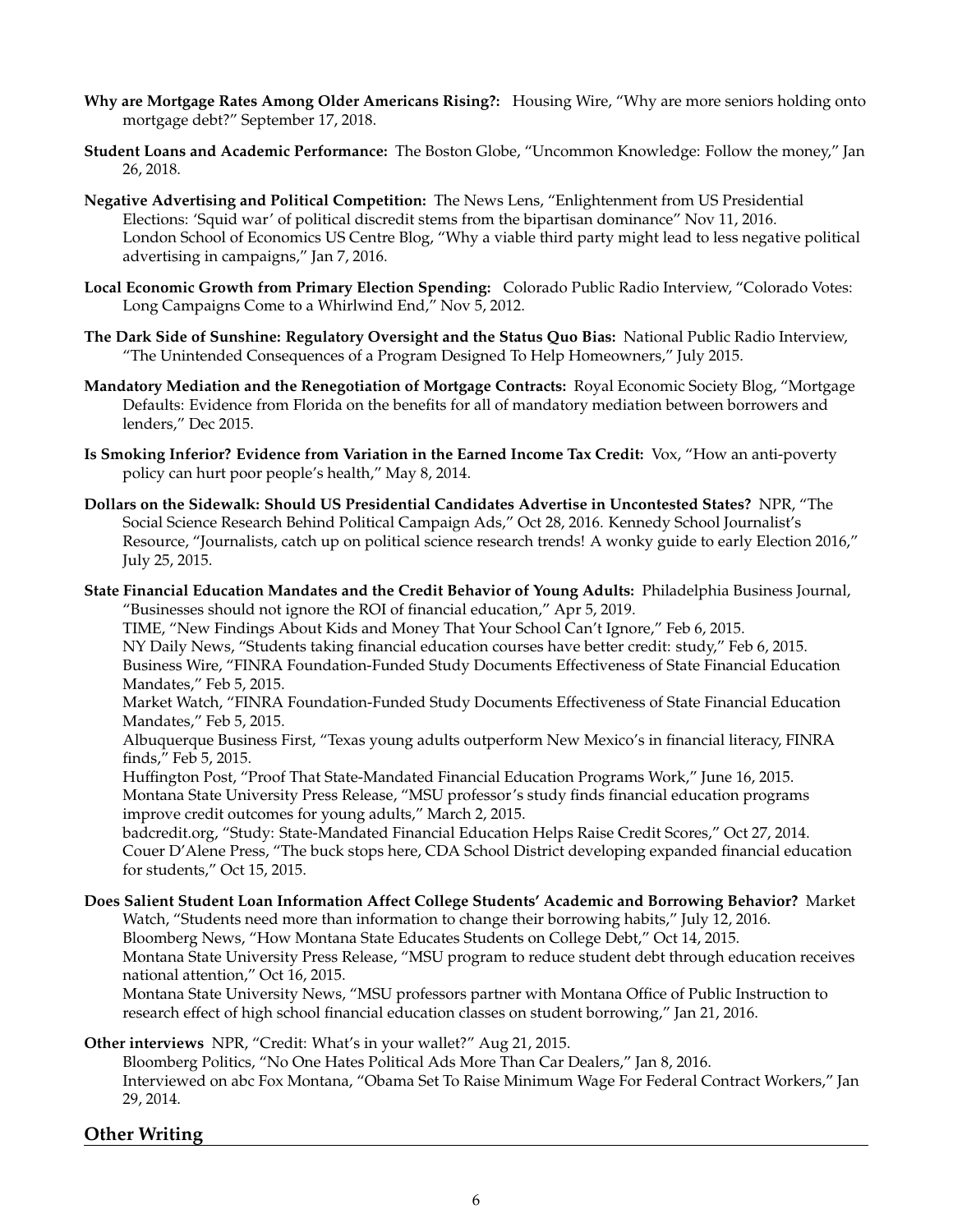**Why are Mortgage Rates Among Older Americans Rising?:** Housing Wire, "Why are more seniors holding onto mortgage debt?" September 17, 2018.

**Student Loans and Academic Performance:** The Boston Globe, "Uncommon Knowledge: Follow the money," Jan 26, 2018.

**Negative Advertising and Political Competition:** The News Lens, "Enlightenment from US Presidential Elections: 'Squid war' of political discredit stems from the bipartisan dominance" Nov 11, 2016.
London School of Economics US Centre Blog, "Why a viable third party might lead to less negative political advertising in campaigns," Jan 7, 2016.

**Local Economic Growth from Primary Election Spending:** Colorado Public Radio Interview, "Colorado Votes: Long Campaigns Come to a Whirlwind End," Nov 5, 2012.

**The Dark Side of Sunshine: Regulatory Oversight and the Status Quo Bias:** National Public Radio Interview, "The Unintended Consequences of a Program Designed To Help Homeowners," July 2015.

**Mandatory Mediation and the Renegotiation of Mortgage Contracts:** Royal Economic Society Blog, "Mortgage Defaults: Evidence from Florida on the benefits for all of mandatory mediation between borrowers and lenders," Dec 2015.

**Is Smoking Inferior? Evidence from Variation in the Earned Income Tax Credit:** Vox, "How an anti-poverty policy can hurt poor people's health," May 8, 2014.

**Dollars on the Sidewalk: Should US Presidential Candidates Advertise in Uncontested States?** NPR, "The Social Science Research Behind Political Campaign Ads," Oct 28, 2016. Kennedy School Journalist's Resource, "Journalists, catch up on political science research trends! A wonky guide to early Election 2016," July 25, 2015.

**State Financial Education Mandates and the Credit Behavior of Young Adults:** Philadelphia Business Journal, "Businesses should not ignore the ROI of financial education," Apr 5, 2019.
TIME, "New Findings About Kids and Money That Your School Can't Ignore," Feb 6, 2015.
NY Daily News, "Students taking financial education courses have better credit: study," Feb 6, 2015.
Business Wire, "FINRA Foundation-Funded Study Documents Effectiveness of State Financial Education Mandates," Feb 5, 2015.
Market Watch, "FINRA Foundation-Funded Study Documents Effectiveness of State Financial Education Mandates," Feb 5, 2015.
Albuquerque Business First, "Texas young adults outperform New Mexico's in financial literacy, FINRA finds," Feb 5, 2015.
Huffington Post, "Proof That State-Mandated Financial Education Programs Work," June 16, 2015.
Montana State University Press Release, "MSU professor's study finds financial education programs improve credit outcomes for young adults," March 2, 2015.
badcredit.org, "Study: State-Mandated Financial Education Helps Raise Credit Scores," Oct 27, 2014.
Couer D'Alene Press, "The buck stops here, CDA School District developing expanded financial education for students," Oct 15, 2015.

**Does Salient Student Loan Information Affect College Students' Academic and Borrowing Behavior?** Market Watch, "Students need more than information to change their borrowing habits," July 12, 2016.
Bloomberg News, "How Montana State Educates Students on College Debt," Oct 14, 2015.
Montana State University Press Release, "MSU program to reduce student debt through education receives national attention," Oct 16, 2015.
Montana State University News, "MSU professors partner with Montana Office of Public Instruction to research effect of high school financial education classes on student borrowing," Jan 21, 2016.

**Other interviews** NPR, "Credit: What's in your wallet?" Aug 21, 2015.
Bloomberg Politics, "No One Hates Political Ads More Than Car Dealers," Jan 8, 2016.
Interviewed on abc Fox Montana, "Obama Set To Raise Minimum Wage For Federal Contract Workers," Jan 29, 2014.

## Other Writing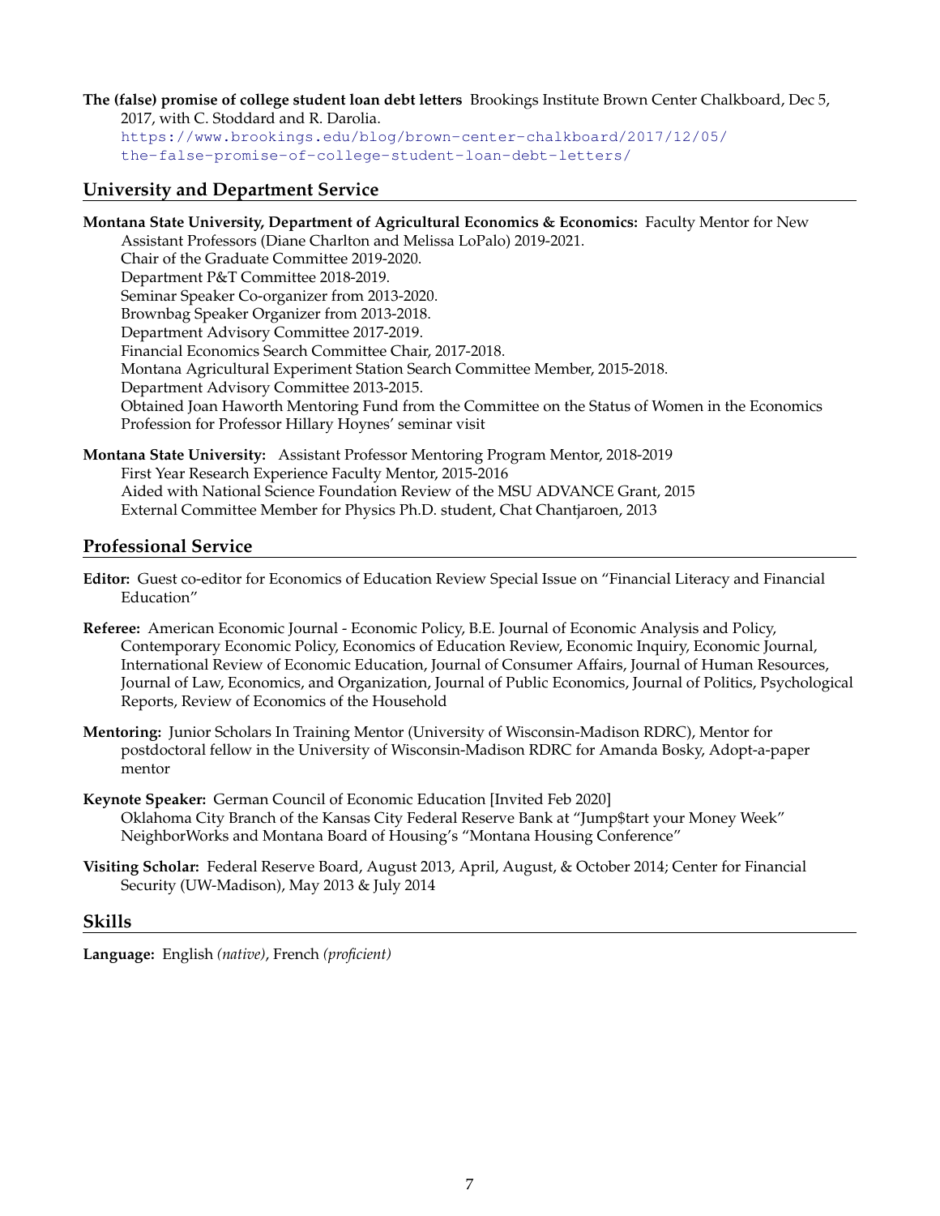**The (false) promise of college student loan debt letters** Brookings Institute Brown Center Chalkboard, Dec 5, 2017, with C. Stoddard and R. Darolia.
https://www.brookings.edu/blog/brown-center-chalkboard/2017/12/05/the-false-promise-of-college-student-loan-debt-letters/

## University and Department Service

**Montana State University, Department of Agricultural Economics & Economics:** Faculty Mentor for New Assistant Professors (Diane Charlton and Melissa LoPalo) 2019-2021.
Chair of the Graduate Committee 2019-2020.
Department P&T Committee 2018-2019.
Seminar Speaker Co-organizer from 2013-2020.
Brownbag Speaker Organizer from 2013-2018.
Department Advisory Committee 2017-2019.
Financial Economics Search Committee Chair, 2017-2018.
Montana Agricultural Experiment Station Search Committee Member, 2015-2018.
Department Advisory Committee 2013-2015.
Obtained Joan Haworth Mentoring Fund from the Committee on the Status of Women in the Economics Profession for Professor Hillary Hoynes' seminar visit

**Montana State University:** Assistant Professor Mentoring Program Mentor, 2018-2019
First Year Research Experience Faculty Mentor, 2015-2016
Aided with National Science Foundation Review of the MSU ADVANCE Grant, 2015
External Committee Member for Physics Ph.D. student, Chat Chantjaroen, 2013

## Professional Service

**Editor:** Guest co-editor for Economics of Education Review Special Issue on "Financial Literacy and Financial Education"

**Referee:** American Economic Journal - Economic Policy, B.E. Journal of Economic Analysis and Policy, Contemporary Economic Policy, Economics of Education Review, Economic Inquiry, Economic Journal, International Review of Economic Education, Journal of Consumer Affairs, Journal of Human Resources, Journal of Law, Economics, and Organization, Journal of Public Economics, Journal of Politics, Psychological Reports, Review of Economics of the Household

**Mentoring:** Junior Scholars In Training Mentor (University of Wisconsin-Madison RDRC), Mentor for postdoctoral fellow in the University of Wisconsin-Madison RDRC for Amanda Bosky, Adopt-a-paper mentor

**Keynote Speaker:** German Council of Economic Education [Invited Feb 2020]
Oklahoma City Branch of the Kansas City Federal Reserve Bank at "Jump$tart your Money Week"
NeighborWorks and Montana Board of Housing's "Montana Housing Conference"

**Visiting Scholar:** Federal Reserve Board, August 2013, April, August, & October 2014; Center for Financial Security (UW-Madison), May 2013 & July 2014

## Skills

**Language:** English *(native)*, French *(proficient)*